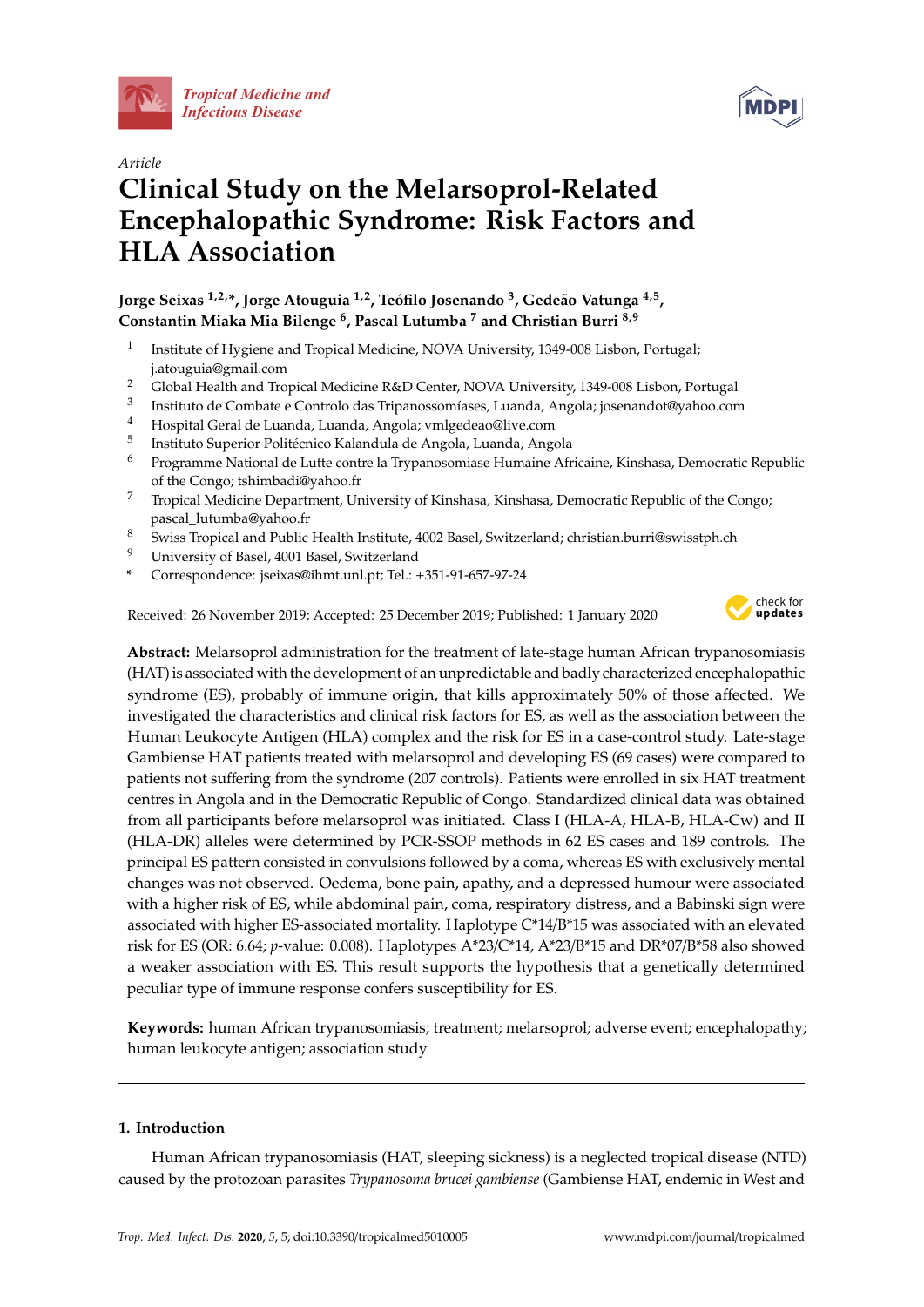*Article*

# Clinical Study on the Melarsoprol-Related Encephalopathic Syndrome: Risk Factors and HLA Association

**Jorge Seixas [1,2,*], Jorge Atouguia [1,2], Teófilo Josenando [3], Gedeão Vatunga [4,5], Constantin Miaka Mia Bilenge [6], Pascal Lutumba [7] and Christian Burri [8,9]**

1. Institute of Hygiene and Tropical Medicine, NOVA University, 1349-008 Lisbon, Portugal; j.atouguia@gmail.com
2. Global Health and Tropical Medicine R&D Center, NOVA University, 1349-008 Lisbon, Portugal
3. Instituto de Combate e Controlo das Tripanossomíases, Luanda, Angola; josenandot@yahoo.com
4. Hospital Geral de Luanda, Luanda, Angola; vmlgedeao@live.com
5. Instituto Superior Politécnico Kalandula de Angola, Luanda, Angola
6. Programme National de Lutte contre la Trypanosomiase Humaine Africaine, Kinshasa, Democratic Republic of the Congo; tshimbadi@yahoo.fr
7. Tropical Medicine Department, University of Kinshasa, Kinshasa, Democratic Republic of the Congo; pascal_lutumba@yahoo.fr
8. Swiss Tropical and Public Health Institute, 4002 Basel, Switzerland; christian.burri@swisstph.ch
9. University of Basel, 4001 Basel, Switzerland

\* Correspondence: jseixas@ihmt.unl.pt; Tel.: +351-91-657-97-24

Received: 26 November 2019; Accepted: 25 December 2019; Published: 1 January 2020

**Abstract:** Melarsoprol administration for the treatment of late-stage human African trypanosomiasis (HAT) is associated with the development of an unpredictable and badly characterized encephalopathic syndrome (ES), probably of immune origin, that kills approximately 50% of those affected. We investigated the characteristics and clinical risk factors for ES, as well as the association between the Human Leukocyte Antigen (HLA) complex and the risk for ES in a case-control study. Late-stage Gambiense HAT patients treated with melarsoprol and developing ES (69 cases) were compared to patients not suffering from the syndrome (207 controls). Patients were enrolled in six HAT treatment centres in Angola and in the Democratic Republic of Congo. Standardized clinical data was obtained from all participants before melarsoprol was initiated. Class I (HLA-A, HLA-B, HLA-Cw) and II (HLA-DR) alleles were determined by PCR-SSOP methods in 62 ES cases and 189 controls. The principal ES pattern consisted in convulsions followed by a coma, whereas ES with exclusively mental changes was not observed. Oedema, bone pain, apathy, and a depressed humour were associated with a higher risk of ES, while abdominal pain, coma, respiratory distress, and a Babinski sign were associated with higher ES-associated mortality. Haplotype C*14/B*15 was associated with an elevated risk for ES (OR: 6.64; *p*-value: 0.008). Haplotypes A*23/C*14, A*23/B*15 and DR*07/B*58 also showed a weaker association with ES. This result supports the hypothesis that a genetically determined peculiar type of immune response confers susceptibility for ES.

**Keywords:** human African trypanosomiasis; treatment; melarsoprol; adverse event; encephalopathy; human leukocyte antigen; association study

## 1. Introduction

Human African trypanosomiasis (HAT, sleeping sickness) is a neglected tropical disease (NTD) caused by the protozoan parasites *Trypanosoma brucei gambiense* (Gambiense HAT, endemic in West and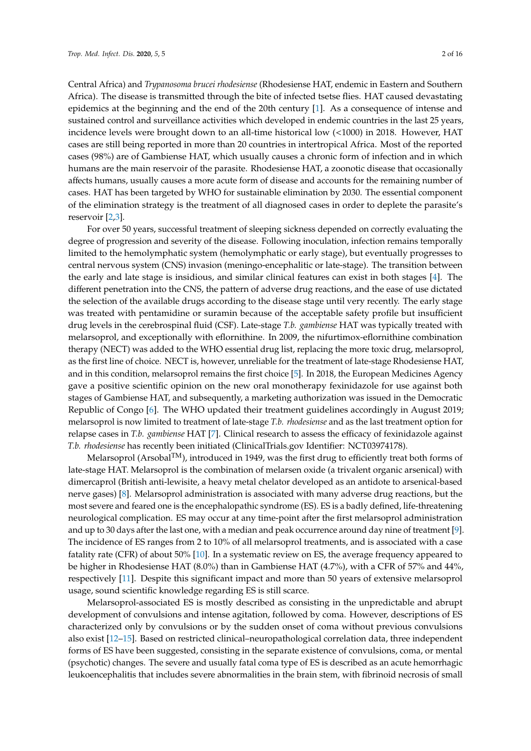Central Africa) and *Trypanosoma brucei rhodesiense* (Rhodesiense HAT, endemic in Eastern and Southern Africa). The disease is transmitted through the bite of infected tsetse flies. HAT caused devastating epidemics at the beginning and the end of the 20th century [1]. As a consequence of intense and sustained control and surveillance activities which developed in endemic countries in the last 25 years, incidence levels were brought down to an all-time historical low (<1000) in 2018. However, HAT cases are still being reported in more than 20 countries in intertropical Africa. Most of the reported cases (98%) are of Gambiense HAT, which usually causes a chronic form of infection and in which humans are the main reservoir of the parasite. Rhodesiense HAT, a zoonotic disease that occasionally affects humans, usually causes a more acute form of disease and accounts for the remaining number of cases. HAT has been targeted by WHO for sustainable elimination by 2030. The essential component of the elimination strategy is the treatment of all diagnosed cases in order to deplete the parasite's reservoir [2,3].

For over 50 years, successful treatment of sleeping sickness depended on correctly evaluating the degree of progression and severity of the disease. Following inoculation, infection remains temporally limited to the hemolymphatic system (hemolymphatic or early stage), but eventually progresses to central nervous system (CNS) invasion (meningo-encephalitic or late-stage). The transition between the early and late stage is insidious, and similar clinical features can exist in both stages [4]. The different penetration into the CNS, the pattern of adverse drug reactions, and the ease of use dictated the selection of the available drugs according to the disease stage until very recently. The early stage was treated with pentamidine or suramin because of the acceptable safety profile but insufficient drug levels in the cerebrospinal fluid (CSF). Late-stage *T.b. gambiense* HAT was typically treated with melarsoprol, and exceptionally with eflornithine. In 2009, the nifurtimox-eflornithine combination therapy (NECT) was added to the WHO essential drug list, replacing the more toxic drug, melarsoprol, as the first line of choice. NECT is, however, unreliable for the treatment of late-stage Rhodesiense HAT, and in this condition, melarsoprol remains the first choice [5]. In 2018, the European Medicines Agency gave a positive scientific opinion on the new oral monotherapy fexinidazole for use against both stages of Gambiense HAT, and subsequently, a marketing authorization was issued in the Democratic Republic of Congo [6]. The WHO updated their treatment guidelines accordingly in August 2019; melarsoprol is now limited to treatment of late-stage *T.b. rhodesiense* and as the last treatment option for relapse cases in *T.b. gambiense* HAT [7]. Clinical research to assess the efficacy of fexinidazole against *T.b. rhodesiense* has recently been initiated (ClinicalTrials.gov Identifier: NCT03974178).

Melarsoprol (Arsobal™), introduced in 1949, was the first drug to efficiently treat both forms of late-stage HAT. Melarsoprol is the combination of melarsen oxide (a trivalent organic arsenical) with dimercaprol (British anti-lewisite, a heavy metal chelator developed as an antidote to arsenical-based nerve gases) [8]. Melarsoprol administration is associated with many adverse drug reactions, but the most severe and feared one is the encephalopathic syndrome (ES). ES is a badly defined, life-threatening neurological complication. ES may occur at any time-point after the first melarsoprol administration and up to 30 days after the last one, with a median and peak occurrence around day nine of treatment [9]. The incidence of ES ranges from 2 to 10% of all melarsoprol treatments, and is associated with a case fatality rate (CFR) of about 50% [10]. In a systematic review on ES, the average frequency appeared to be higher in Rhodesiense HAT (8.0%) than in Gambiense HAT (4.7%), with a CFR of 57% and 44%, respectively [11]. Despite this significant impact and more than 50 years of extensive melarsoprol usage, sound scientific knowledge regarding ES is still scarce.

Melarsoprol-associated ES is mostly described as consisting in the unpredictable and abrupt development of convulsions and intense agitation, followed by coma. However, descriptions of ES characterized only by convulsions or by the sudden onset of coma without previous convulsions also exist [12–15]. Based on restricted clinical–neuropathological correlation data, three independent forms of ES have been suggested, consisting in the separate existence of convulsions, coma, or mental (psychotic) changes. The severe and usually fatal coma type of ES is described as an acute hemorrhagic leukoencephalitis that includes severe abnormalities in the brain stem, with fibrinoid necrosis of small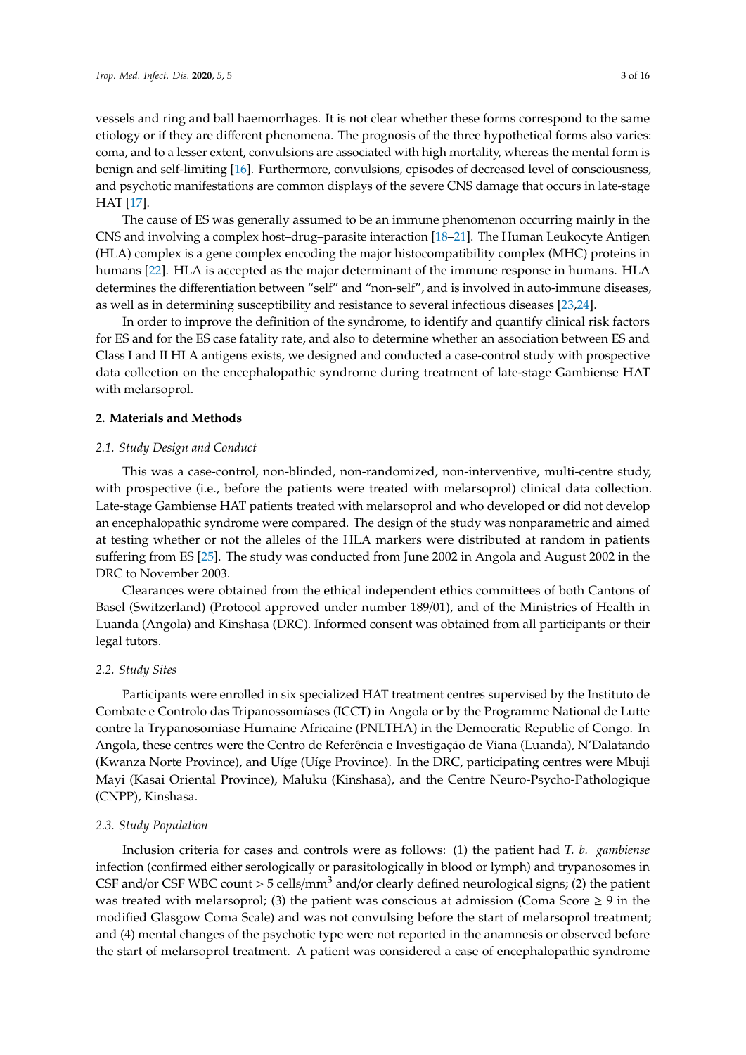vessels and ring and ball haemorrhages. It is not clear whether these forms correspond to the same etiology or if they are different phenomena. The prognosis of the three hypothetical forms also varies: coma, and to a lesser extent, convulsions are associated with high mortality, whereas the mental form is benign and self-limiting [16]. Furthermore, convulsions, episodes of decreased level of consciousness, and psychotic manifestations are common displays of the severe CNS damage that occurs in late-stage HAT [17].

The cause of ES was generally assumed to be an immune phenomenon occurring mainly in the CNS and involving a complex host–drug–parasite interaction [18–21]. The Human Leukocyte Antigen (HLA) complex is a gene complex encoding the major histocompatibility complex (MHC) proteins in humans [22]. HLA is accepted as the major determinant of the immune response in humans. HLA determines the differentiation between "self" and "non-self", and is involved in auto-immune diseases, as well as in determining susceptibility and resistance to several infectious diseases [23,24].

In order to improve the definition of the syndrome, to identify and quantify clinical risk factors for ES and for the ES case fatality rate, and also to determine whether an association between ES and Class I and II HLA antigens exists, we designed and conducted a case-control study with prospective data collection on the encephalopathic syndrome during treatment of late-stage Gambiense HAT with melarsoprol.

## 2. Materials and Methods

### 2.1. Study Design and Conduct

This was a case-control, non-blinded, non-randomized, non-interventive, multi-centre study, with prospective (i.e., before the patients were treated with melarsoprol) clinical data collection. Late-stage Gambiense HAT patients treated with melarsoprol and who developed or did not develop an encephalopathic syndrome were compared. The design of the study was nonparametric and aimed at testing whether or not the alleles of the HLA markers were distributed at random in patients suffering from ES [25]. The study was conducted from June 2002 in Angola and August 2002 in the DRC to November 2003.

Clearances were obtained from the ethical independent ethics committees of both Cantons of Basel (Switzerland) (Protocol approved under number 189/01), and of the Ministries of Health in Luanda (Angola) and Kinshasa (DRC). Informed consent was obtained from all participants or their legal tutors.

### 2.2. Study Sites

Participants were enrolled in six specialized HAT treatment centres supervised by the Instituto de Combate e Controlo das Tripanossomíases (ICCT) in Angola or by the Programme National de Lutte contre la Trypanosomiase Humaine Africaine (PNLTHA) in the Democratic Republic of Congo. In Angola, these centres were the Centro de Referência e Investigação de Viana (Luanda), N'Dalatando (Kwanza Norte Province), and Uíge (Uíge Province). In the DRC, participating centres were Mbuji Mayi (Kasai Oriental Province), Maluku (Kinshasa), and the Centre Neuro-Psycho-Pathologique (CNPP), Kinshasa.

### 2.3. Study Population

Inclusion criteria for cases and controls were as follows: (1) the patient had *T. b. gambiense* infection (confirmed either serologically or parasitologically in blood or lymph) and trypanosomes in CSF and/or CSF WBC count > 5 cells/mm$^3$ and/or clearly defined neurological signs; (2) the patient was treated with melarsoprol; (3) the patient was conscious at admission (Coma Score $\geq$ 9 in the modified Glasgow Coma Scale) and was not convulsing before the start of melarsoprol treatment; and (4) mental changes of the psychotic type were not reported in the anamnesis or observed before the start of melarsoprol treatment. A patient was considered a case of encephalopathic syndrome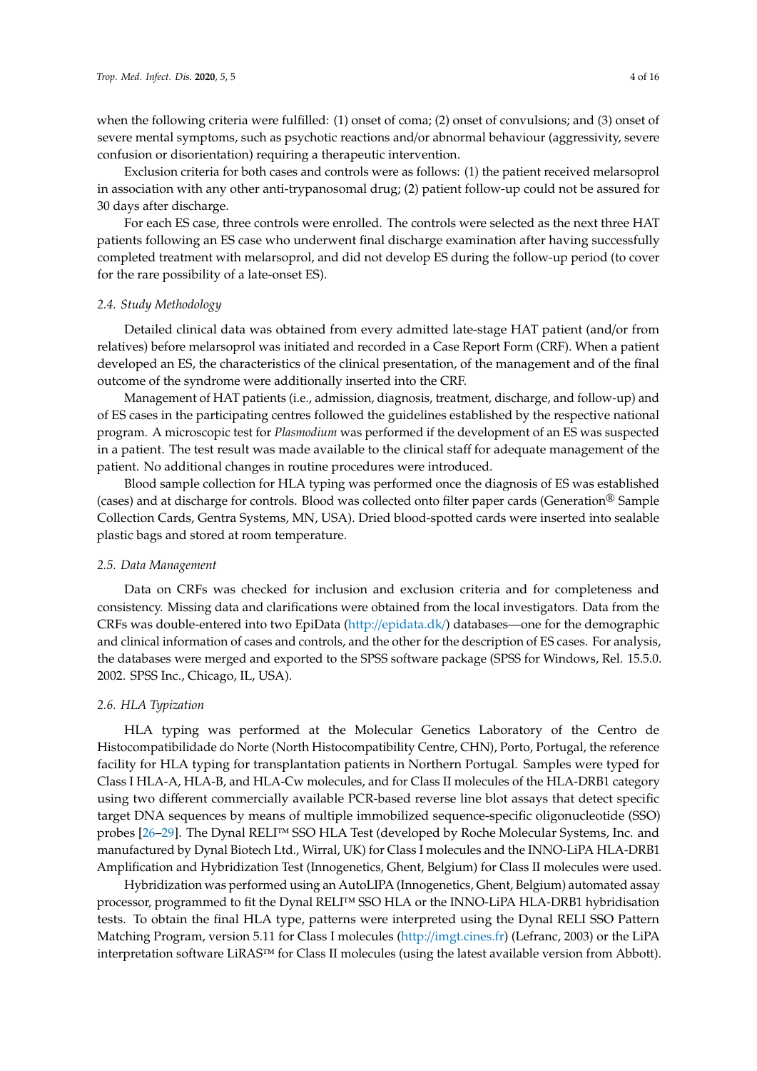when the following criteria were fulfilled: (1) onset of coma; (2) onset of convulsions; and (3) onset of severe mental symptoms, such as psychotic reactions and/or abnormal behaviour (aggressivity, severe confusion or disorientation) requiring a therapeutic intervention.

Exclusion criteria for both cases and controls were as follows: (1) the patient received melarsoprol in association with any other anti-trypanosomal drug; (2) patient follow-up could not be assured for 30 days after discharge.

For each ES case, three controls were enrolled. The controls were selected as the next three HAT patients following an ES case who underwent final discharge examination after having successfully completed treatment with melarsoprol, and did not develop ES during the follow-up period (to cover for the rare possibility of a late-onset ES).

### *2.4. Study Methodology*

Detailed clinical data was obtained from every admitted late-stage HAT patient (and/or from relatives) before melarsoprol was initiated and recorded in a Case Report Form (CRF). When a patient developed an ES, the characteristics of the clinical presentation, of the management and of the final outcome of the syndrome were additionally inserted into the CRF.

Management of HAT patients (i.e., admission, diagnosis, treatment, discharge, and follow-up) and of ES cases in the participating centres followed the guidelines established by the respective national program. A microscopic test for *Plasmodium* was performed if the development of an ES was suspected in a patient. The test result was made available to the clinical staff for adequate management of the patient. No additional changes in routine procedures were introduced.

Blood sample collection for HLA typing was performed once the diagnosis of ES was established (cases) and at discharge for controls. Blood was collected onto filter paper cards (Generation® Sample Collection Cards, Gentra Systems, MN, USA). Dried blood-spotted cards were inserted into sealable plastic bags and stored at room temperature.

### *2.5. Data Management*

Data on CRFs was checked for inclusion and exclusion criteria and for completeness and consistency. Missing data and clarifications were obtained from the local investigators. Data from the CRFs was double-entered into two EpiData (http://epidata.dk/) databases—one for the demographic and clinical information of cases and controls, and the other for the description of ES cases. For analysis, the databases were merged and exported to the SPSS software package (SPSS for Windows, Rel. 15.5.0. 2002. SPSS Inc., Chicago, IL, USA).

### *2.6. HLA Typization*

HLA typing was performed at the Molecular Genetics Laboratory of the Centro de Histocompatibilidade do Norte (North Histocompatibility Centre, CHN), Porto, Portugal, the reference facility for HLA typing for transplantation patients in Northern Portugal. Samples were typed for Class I HLA-A, HLA-B, and HLA-Cw molecules, and for Class II molecules of the HLA-DRB1 category using two different commercially available PCR-based reverse line blot assays that detect specific target DNA sequences by means of multiple immobilized sequence-specific oligonucleotide (SSO) probes [26–29]. The Dynal RELI™ SSO HLA Test (developed by Roche Molecular Systems, Inc. and manufactured by Dynal Biotech Ltd., Wirral, UK) for Class I molecules and the INNO-LiPA HLA-DRB1 Amplification and Hybridization Test (Innogenetics, Ghent, Belgium) for Class II molecules were used.

Hybridization was performed using an AutoLIPA (Innogenetics, Ghent, Belgium) automated assay processor, programmed to fit the Dynal RELI™ SSO HLA or the INNO-LiPA HLA-DRB1 hybridisation tests. To obtain the final HLA type, patterns were interpreted using the Dynal RELI SSO Pattern Matching Program, version 5.11 for Class I molecules (http://imgt.cines.fr) (Lefranc, 2003) or the LiPA interpretation software LiRAS™ for Class II molecules (using the latest available version from Abbott).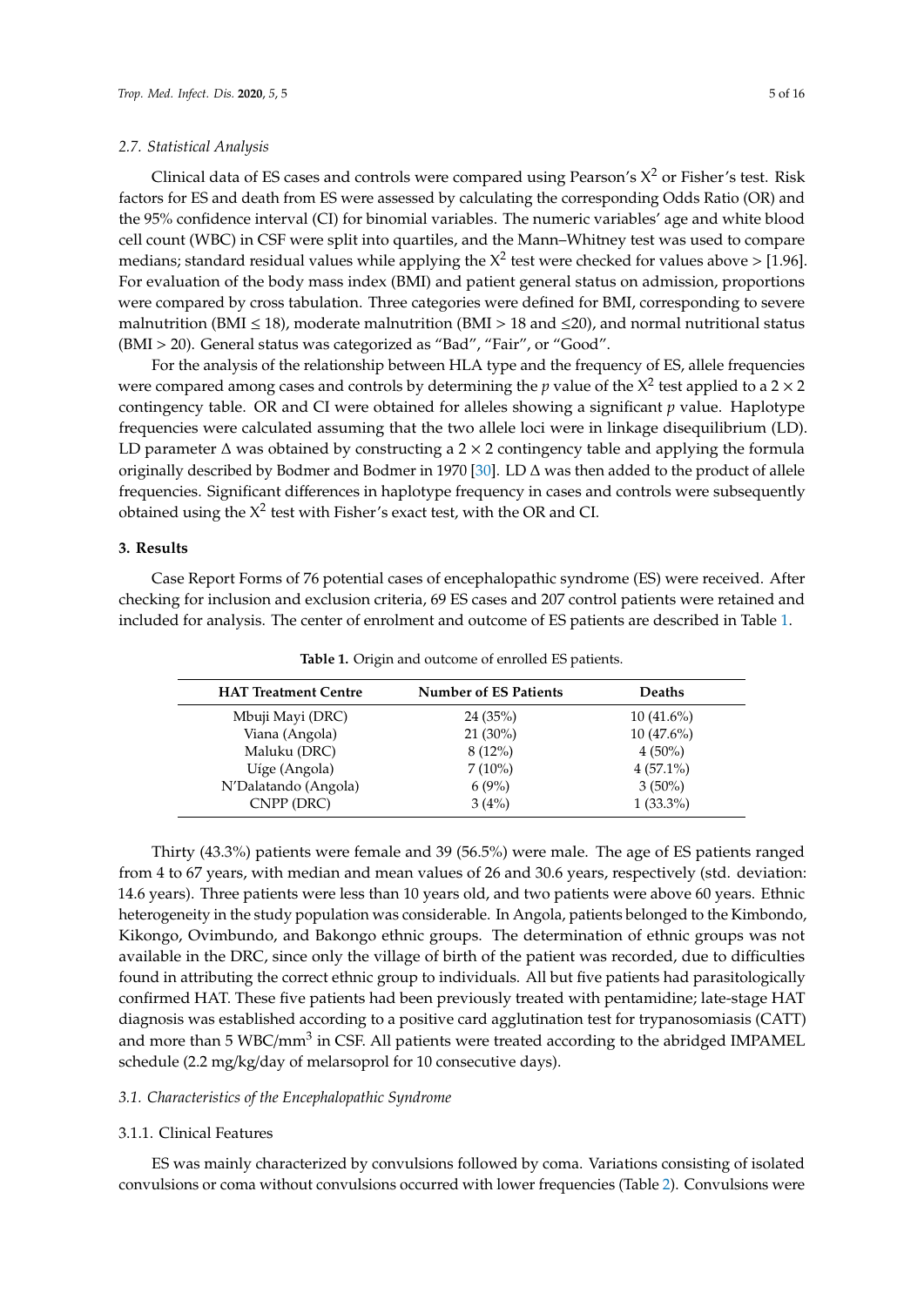### 2.7. Statistical Analysis

Clinical data of ES cases and controls were compared using Pearson's $X^2$ or Fisher's test. Risk factors for ES and death from ES were assessed by calculating the corresponding Odds Ratio (OR) and the 95% confidence interval (CI) for binomial variables. The numeric variables' age and white blood cell count (WBC) in CSF were split into quartiles, and the Mann–Whitney test was used to compare medians; standard residual values while applying the $X^2$ test were checked for values above > [1.96]. For evaluation of the body mass index (BMI) and patient general status on admission, proportions were compared by cross tabulation. Three categories were defined for BMI, corresponding to severe malnutrition (BMI ≤ 18), moderate malnutrition (BMI > 18 and ≤20), and normal nutritional status (BMI > 20). General status was categorized as "Bad", "Fair", or "Good".

For the analysis of the relationship between HLA type and the frequency of ES, allele frequencies were compared among cases and controls by determining the $p$ value of the $X^2$ test applied to a 2 × 2 contingency table. OR and CI were obtained for alleles showing a significant $p$ value. Haplotype frequencies were calculated assuming that the two allele loci were in linkage disequilibrium (LD). LD parameter $\Delta$ was obtained by constructing a 2 × 2 contingency table and applying the formula originally described by Bodmer and Bodmer in 1970 [30]. LD $\Delta$ was then added to the product of allele frequencies. Significant differences in haplotype frequency in cases and controls were subsequently obtained using the $X^2$ test with Fisher's exact test, with the OR and CI.

## 3. Results

Case Report Forms of 76 potential cases of encephalopathic syndrome (ES) were received. After checking for inclusion and exclusion criteria, 69 ES cases and 207 control patients were retained and included for analysis. The center of enrolment and outcome of ES patients are described in Table 1.

**Table 1.** Origin and outcome of enrolled ES patients.

| HAT Treatment Centre | Number of ES Patients | Deaths |
|---|---|---|
| Mbuji Mayi (DRC) | 24 (35%) | 10 (41.6%) |
| Viana (Angola) | 21 (30%) | 10 (47.6%) |
| Maluku (DRC) | 8 (12%) | 4 (50%) |
| Uíge (Angola) | 7 (10%) | 4 (57.1%) |
| N'Dalatando (Angola) | 6 (9%) | 3 (50%) |
| CNPP (DRC) | 3 (4%) | 1 (33.3%) |

Thirty (43.3%) patients were female and 39 (56.5%) were male. The age of ES patients ranged from 4 to 67 years, with median and mean values of 26 and 30.6 years, respectively (std. deviation: 14.6 years). Three patients were less than 10 years old, and two patients were above 60 years. Ethnic heterogeneity in the study population was considerable. In Angola, patients belonged to the Kimbondo, Kikongo, Ovimbundo, and Bakongo ethnic groups. The determination of ethnic groups was not available in the DRC, since only the village of birth of the patient was recorded, due to difficulties found in attributing the correct ethnic group to individuals. All but five patients had parasitologically confirmed HAT. These five patients had been previously treated with pentamidine; late-stage HAT diagnosis was established according to a positive card agglutination test for trypanosomiasis (CATT) and more than 5 WBC/$mm^3$ in CSF. All patients were treated according to the abridged IMPAMEL schedule (2.2 mg/kg/day of melarsoprol for 10 consecutive days).

### 3.1. Characteristics of the Encephalopathic Syndrome

#### 3.1.1. Clinical Features

ES was mainly characterized by convulsions followed by coma. Variations consisting of isolated convulsions or coma without convulsions occurred with lower frequencies (Table 2). Convulsions were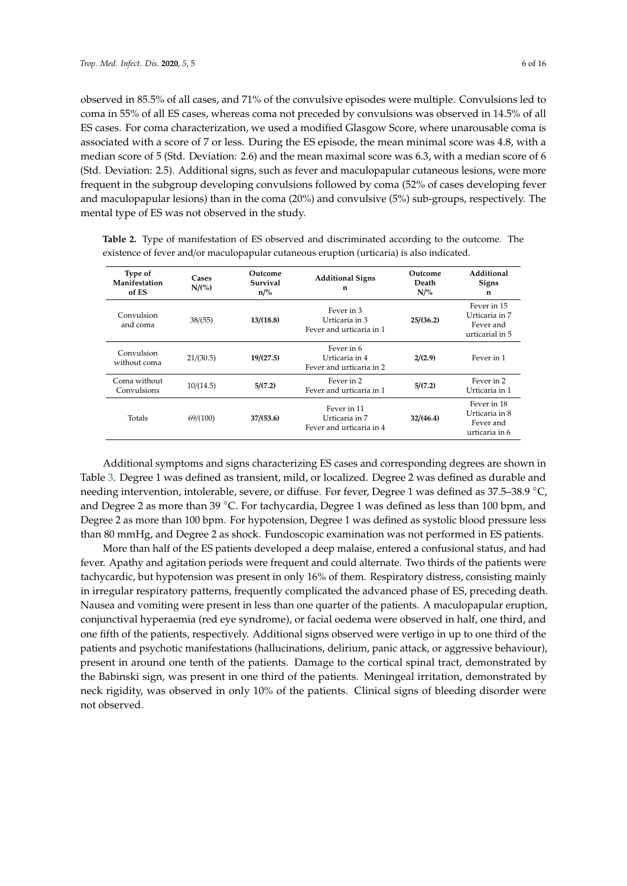observed in 85.5% of all cases, and 71% of the convulsive episodes were multiple. Convulsions led to coma in 55% of all ES cases, whereas coma not preceded by convulsions was observed in 14.5% of all ES cases. For coma characterization, we used a modified Glasgow Score, where unarousable coma is associated with a score of 7 or less. During the ES episode, the mean minimal score was 4.8, with a median score of 5 (Std. Deviation: 2.6) and the mean maximal score was 6.3, with a median score of 6 (Std. Deviation: 2.5). Additional signs, such as fever and maculopapular cutaneous lesions, were more frequent in the subgroup developing convulsions followed by coma (52% of cases developing fever and maculopapular lesions) than in the coma (20%) and convulsive (5%) sub-groups, respectively. The mental type of ES was not observed in the study.

**Table 2.** Type of manifestation of ES observed and discriminated according to the outcome. The existence of fever and/or maculopapular cutaneous eruption (urticaria) is also indicated.

| Type of Manifestation of ES | Cases N/(%) | Outcome Survival n/% | Additional Signs n | Outcome Death N/% | Additional Signs n |
|---|---|---|---|---|---|
| Convulsion and coma | 38/(55) | **13/(18.8)** | Fever in 3<br>Urticaria in 3<br>Fever and urticaria in 1 | **25/(36.2)** | Fever in 15<br>Urticaria in 7<br>Fever and urticarial in 5 |
| Convulsion without coma | 21/(30.5) | **19/(27.5)** | Fever in 6<br>Urticaria in 4<br>Fever and urticaria in 2 | **2/(2.9)** | Fever in 1 |
| Coma without Convulsions | 10/(14.5) | **5/(7.2)** | Fever in 2<br>Fever and urticaria in 1 | **5/(7.2)** | Fever in 2<br>Urticaria in 1 |
| Totals | 69/(100) | **37/(53.6)** | Fever in 11<br>Urticaria in 7<br>Fever and urticaria in 4 | **32/(46.4)** | Fever in 18<br>Urticaria in 8<br>Fever and urticaria in 6 |

Additional symptoms and signs characterizing ES cases and corresponding degrees are shown in Table 3. Degree 1 was defined as transient, mild, or localized. Degree 2 was defined as durable and needing intervention, intolerable, severe, or diffuse. For fever, Degree 1 was defined as 37.5–38.9 °C, and Degree 2 as more than 39 °C. For tachycardia, Degree 1 was defined as less than 100 bpm, and Degree 2 as more than 100 bpm. For hypotension, Degree 1 was defined as systolic blood pressure less than 80 mmHg, and Degree 2 as shock. Fundoscopic examination was not performed in ES patients.

More than half of the ES patients developed a deep malaise, entered a confusional status, and had fever. Apathy and agitation periods were frequent and could alternate. Two thirds of the patients were tachycardic, but hypotension was present in only 16% of them. Respiratory distress, consisting mainly in irregular respiratory patterns, frequently complicated the advanced phase of ES, preceding death. Nausea and vomiting were present in less than one quarter of the patients. A maculopapular eruption, conjunctival hyperaemia (red eye syndrome), or facial oedema were observed in half, one third, and one fifth of the patients, respectively. Additional signs observed were vertigo in up to one third of the patients and psychotic manifestations (hallucinations, delirium, panic attack, or aggressive behaviour), present in around one tenth of the patients. Damage to the cortical spinal tract, demonstrated by the Babinski sign, was present in one third of the patients. Meningeal irritation, demonstrated by neck rigidity, was observed in only 10% of the patients. Clinical signs of bleeding disorder were not observed.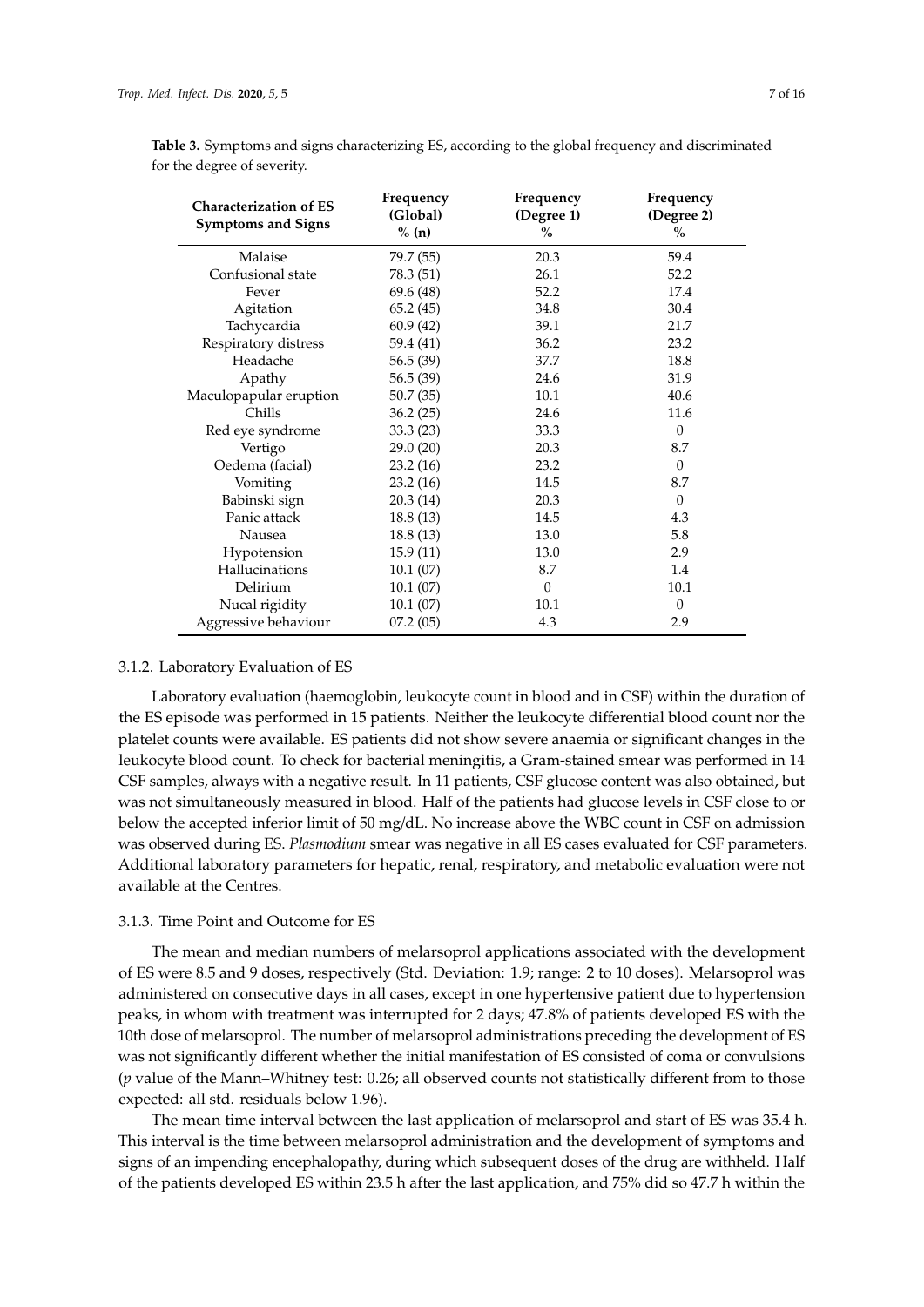**Table 3.** Symptoms and signs characterizing ES, according to the global frequency and discriminated for the degree of severity.

| Characterization of ES Symptoms and Signs | Frequency (Global) % (n) | Frequency (Degree 1) % | Frequency (Degree 2) % |
|---|---|---|---|
| Malaise | 79.7 (55) | 20.3 | 59.4 |
| Confusional state | 78.3 (51) | 26.1 | 52.2 |
| Fever | 69.6 (48) | 52.2 | 17.4 |
| Agitation | 65.2 (45) | 34.8 | 30.4 |
| Tachycardia | 60.9 (42) | 39.1 | 21.7 |
| Respiratory distress | 59.4 (41) | 36.2 | 23.2 |
| Headache | 56.5 (39) | 37.7 | 18.8 |
| Apathy | 56.5 (39) | 24.6 | 31.9 |
| Maculopapular eruption | 50.7 (35) | 10.1 | 40.6 |
| Chills | 36.2 (25) | 24.6 | 11.6 |
| Red eye syndrome | 33.3 (23) | 33.3 | 0 |
| Vertigo | 29.0 (20) | 20.3 | 8.7 |
| Oedema (facial) | 23.2 (16) | 23.2 | 0 |
| Vomiting | 23.2 (16) | 14.5 | 8.7 |
| Babinski sign | 20.3 (14) | 20.3 | 0 |
| Panic attack | 18.8 (13) | 14.5 | 4.3 |
| Nausea | 18.8 (13) | 13.0 | 5.8 |
| Hypotension | 15.9 (11) | 13.0 | 2.9 |
| Hallucinations | 10.1 (07) | 8.7 | 1.4 |
| Delirium | 10.1 (07) | 0 | 10.1 |
| Nucal rigidity | 10.1 (07) | 10.1 | 0 |
| Aggressive behaviour | 07.2 (05) | 4.3 | 2.9 |

#### 3.1.2. Laboratory Evaluation of ES

Laboratory evaluation (haemoglobin, leukocyte count in blood and in CSF) within the duration of the ES episode was performed in 15 patients. Neither the leukocyte differential blood count nor the platelet counts were available. ES patients did not show severe anaemia or significant changes in the leukocyte blood count. To check for bacterial meningitis, a Gram-stained smear was performed in 14 CSF samples, always with a negative result. In 11 patients, CSF glucose content was also obtained, but was not simultaneously measured in blood. Half of the patients had glucose levels in CSF close to or below the accepted inferior limit of 50 mg/dL. No increase above the WBC count in CSF on admission was observed during ES. *Plasmodium* smear was negative in all ES cases evaluated for CSF parameters. Additional laboratory parameters for hepatic, renal, respiratory, and metabolic evaluation were not available at the Centres.

#### 3.1.3. Time Point and Outcome for ES

The mean and median numbers of melarsoprol applications associated with the development of ES were 8.5 and 9 doses, respectively (Std. Deviation: 1.9; range: 2 to 10 doses). Melarsoprol was administered on consecutive days in all cases, except in one hypertensive patient due to hypertension peaks, in whom with treatment was interrupted for 2 days; 47.8% of patients developed ES with the 10th dose of melarsoprol. The number of melarsoprol administrations preceding the development of ES was not significantly different whether the initial manifestation of ES consisted of coma or convulsions (*p* value of the Mann–Whitney test: 0.26; all observed counts not statistically different from to those expected: all std. residuals below 1.96).

The mean time interval between the last application of melarsoprol and start of ES was 35.4 h. This interval is the time between melarsoprol administration and the development of symptoms and signs of an impending encephalopathy, during which subsequent doses of the drug are withheld. Half of the patients developed ES within 23.5 h after the last application, and 75% did so 47.7 h within the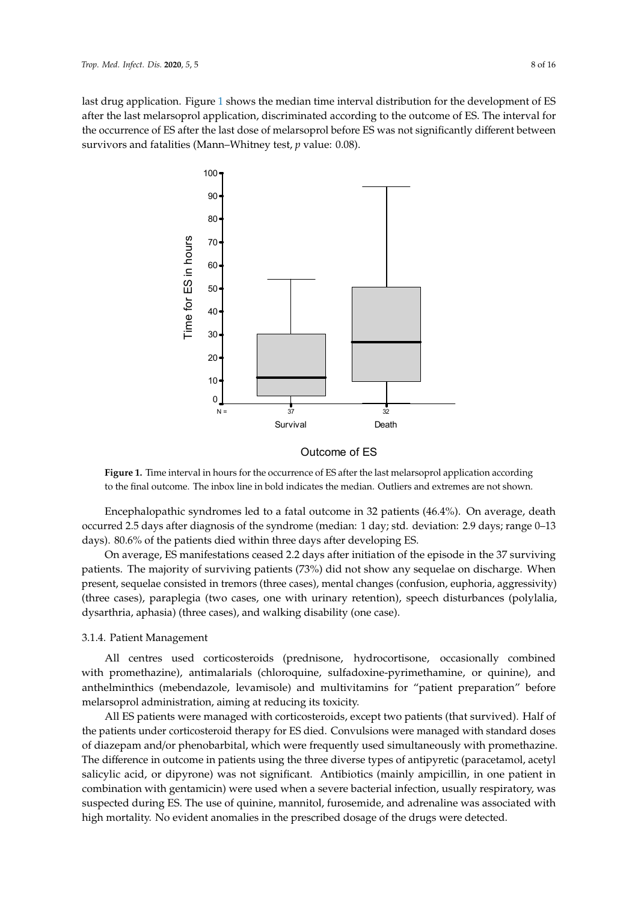last drug application. Figure 1 shows the median time interval distribution for the development of ES after the last melarsoprol application, discriminated according to the outcome of ES. The interval for the occurrence of ES after the last dose of melarsoprol before ES was not significantly different between survivors and fatalities (Mann–Whitney test, *p* value: 0.08).

**Figure 1.** Time interval in hours for the occurrence of ES after the last melarsoprol application according to the final outcome. The inbox line in bold indicates the median. Outliers and extremes are not shown.

Encephalopathic syndromes led to a fatal outcome in 32 patients (46.4%). On average, death occurred 2.5 days after diagnosis of the syndrome (median: 1 day; std. deviation: 2.9 days; range 0–13 days). 80.6% of the patients died within three days after developing ES.

On average, ES manifestations ceased 2.2 days after initiation of the episode in the 37 surviving patients. The majority of surviving patients (73%) did not show any sequelae on discharge. When present, sequelae consisted in tremors (three cases), mental changes (confusion, euphoria, aggressivity) (three cases), paraplegia (two cases, one with urinary retention), speech disturbances (polylalia, dysarthria, aphasia) (three cases), and walking disability (one case).

### 3.1.4. Patient Management

All centres used corticosteroids (prednisone, hydrocortisone, occasionally combined with promethazine), antimalarials (chloroquine, sulfadoxine-pyrimethamine, or quinine), and anthelminthics (mebendazole, levamisole) and multivitamins for "patient preparation" before melarsoprol administration, aiming at reducing its toxicity.

All ES patients were managed with corticosteroids, except two patients (that survived). Half of the patients under corticosteroid therapy for ES died. Convulsions were managed with standard doses of diazepam and/or phenobarbital, which were frequently used simultaneously with promethazine. The difference in outcome in patients using the three diverse types of antipyretic (paracetamol, acetyl salicylic acid, or dipyrone) was not significant. Antibiotics (mainly ampicillin, in one patient in combination with gentamicin) were used when a severe bacterial infection, usually respiratory, was suspected during ES. The use of quinine, mannitol, furosemide, and adrenaline was associated with high mortality. No evident anomalies in the prescribed dosage of the drugs were detected.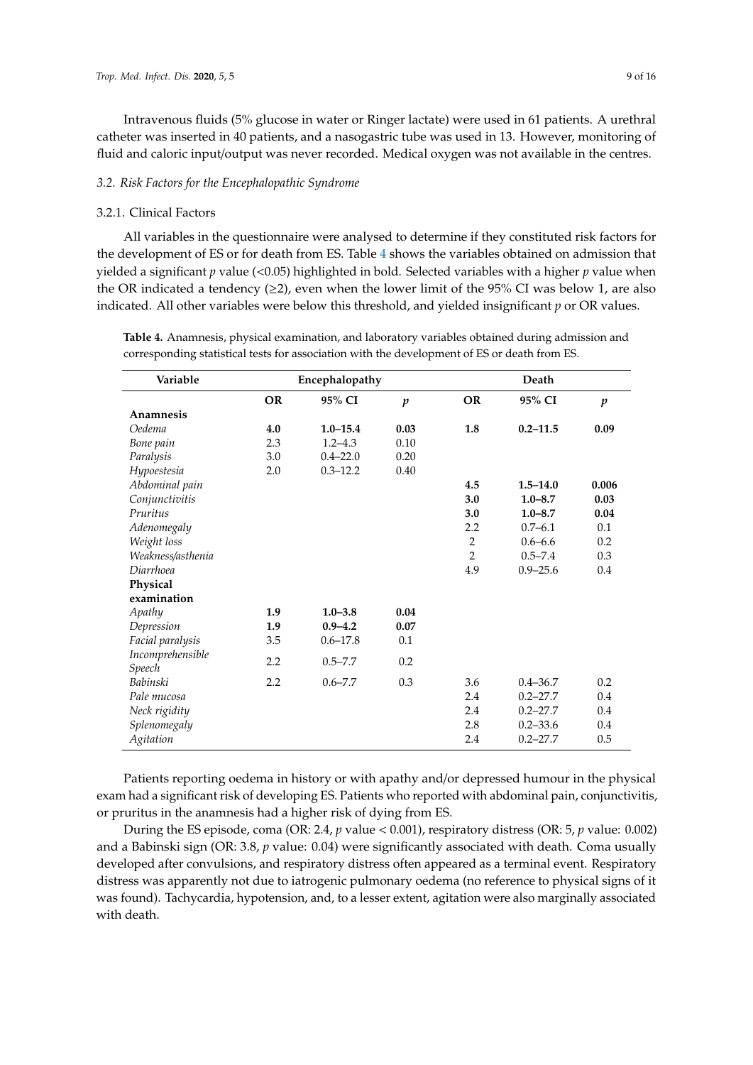Intravenous fluids (5% glucose in water or Ringer lactate) were used in 61 patients. A urethral catheter was inserted in 40 patients, and a nasogastric tube was used in 13. However, monitoring of fluid and caloric input/output was never recorded. Medical oxygen was not available in the centres.

### *3.2. Risk Factors for the Encephalopathic Syndrome*

#### 3.2.1. Clinical Factors

All variables in the questionnaire were analysed to determine if they constituted risk factors for the development of ES or for death from ES. Table 4 shows the variables obtained on admission that yielded a significant *p* value (<0.05) highlighted in bold. Selected variables with a higher *p* value when the OR indicated a tendency (≥2), even when the lower limit of the 95% CI was below 1, are also indicated. All other variables were below this threshold, and yielded insignificant *p* or OR values.

**Table 4.** Anamnesis, physical examination, and laboratory variables obtained during admission and corresponding statistical tests for association with the development of ES or death from ES.

| Variable | Encephalopathy | | | Death | | |
|---|---|---|---|---|---|---|
| | **OR** | **95% CI** | ***p*** | **OR** | **95% CI** | ***p*** |
| **Anamnesis** | | | | | | |
| *Oedema* | **4.0** | **1.0–15.4** | **0.03** | **1.8** | **0.2–11.5** | **0.09** |
| *Bone pain* | 2.3 | 1.2–4.3 | 0.10 | | | |
| *Paralysis* | 3.0 | 0.4–22.0 | 0.20 | | | |
| *Hypoestesia* | 2.0 | 0.3–12.2 | 0.40 | | | |
| *Abdominal pain* | | | | **4.5** | **1.5–14.0** | **0.006** |
| *Conjunctivitis* | | | | **3.0** | **1.0–8.7** | **0.03** |
| *Pruritus* | | | | **3.0** | **1.0–8.7** | **0.04** |
| *Adenomegaly* | | | | 2.2 | 0.7–6.1 | 0.1 |
| *Weight loss* | | | | 2 | 0.6–6.6 | 0.2 |
| *Weakness/asthenia* | | | | 2 | 0.5–7.4 | 0.3 |
| *Diarrhoea* | | | | 4.9 | 0.9–25.6 | 0.4 |
| **Physical examination** | | | | | | |
| *Apathy* | **1.9** | **1.0–3.8** | **0.04** | | | |
| *Depression* | **1.9** | **0.9–4.2** | **0.07** | | | |
| *Facial paralysis* | 3.5 | 0.6–17.8 | 0.1 | | | |
| *Incomprehensible Speech* | 2.2 | 0.5–7.7 | 0.2 | | | |
| *Babinski* | 2.2 | 0.6–7.7 | 0.3 | 3.6 | 0.4–36.7 | 0.2 |
| *Pale mucosa* | | | | 2.4 | 0.2–27.7 | 0.4 |
| *Neck rigidity* | | | | 2.4 | 0.2–27.7 | 0.4 |
| *Splenomegaly* | | | | 2.8 | 0.2–33.6 | 0.4 |
| *Agitation* | | | | 2.4 | 0.2–27.7 | 0.5 |

Patients reporting oedema in history or with apathy and/or depressed humour in the physical exam had a significant risk of developing ES. Patients who reported with abdominal pain, conjunctivitis, or pruritus in the anamnesis had a higher risk of dying from ES.

During the ES episode, coma (OR: 2.4, *p* value < 0.001), respiratory distress (OR: 5, *p* value: 0.002) and a Babinski sign (OR: 3.8, *p* value: 0.04) were significantly associated with death. Coma usually developed after convulsions, and respiratory distress often appeared as a terminal event. Respiratory distress was apparently not due to iatrogenic pulmonary oedema (no reference to physical signs of it was found). Tachycardia, hypotension, and, to a lesser extent, agitation were also marginally associated with death.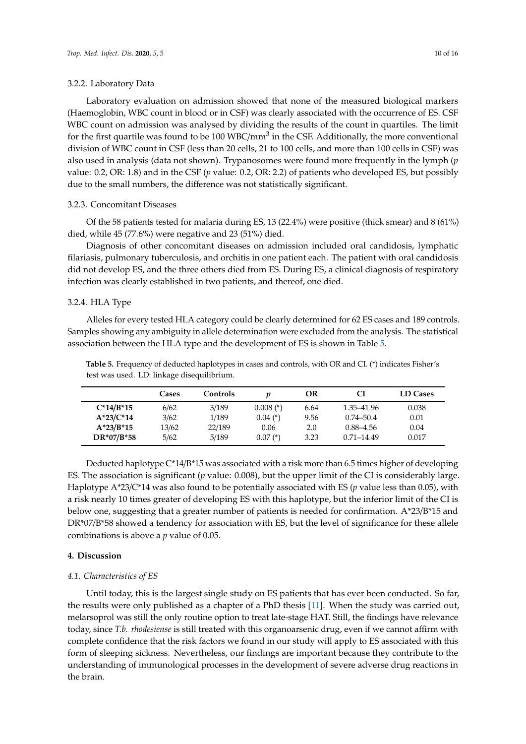#### 3.2.2. Laboratory Data

Laboratory evaluation on admission showed that none of the measured biological markers (Haemoglobin, WBC count in blood or in CSF) was clearly associated with the occurrence of ES. CSF WBC count on admission was analysed by dividing the results of the count in quartiles. The limit for the first quartile was found to be 100 WBC/$mm^3$ in the CSF. Additionally, the more conventional division of WBC count in CSF (less than 20 cells, 21 to 100 cells, and more than 100 cells in CSF) was also used in analysis (data not shown). Trypanosomes were found more frequently in the lymph ($p$ value: 0.2, OR: 1.8) and in the CSF ($p$ value: 0.2, OR: 2.2) of patients who developed ES, but possibly due to the small numbers, the difference was not statistically significant.

#### 3.2.3. Concomitant Diseases

Of the 58 patients tested for malaria during ES, 13 (22.4%) were positive (thick smear) and 8 (61%) died, while 45 (77.6%) were negative and 23 (51%) died.

Diagnosis of other concomitant diseases on admission included oral candidosis, lymphatic filariasis, pulmonary tuberculosis, and orchitis in one patient each. The patient with oral candidosis did not develop ES, and the three others died from ES. During ES, a clinical diagnosis of respiratory infection was clearly established in two patients, and thereof, one died.

#### 3.2.4. HLA Type

Alleles for every tested HLA category could be clearly determined for 62 ES cases and 189 controls. Samples showing any ambiguity in allele determination were excluded from the analysis. The statistical association between the HLA type and the development of ES is shown in Table 5.

**Table 5.** Frequency of deducted haplotypes in cases and controls, with OR and CI. (*) indicates Fisher's test was used. LD: linkage disequilibrium.

| | Cases | Controls | $p$ | OR | CI | LD Cases |
|---|---|---|---|---|---|---|
| **C*14/B*15** | 6/62 | 3/189 | 0.008 (*) | 6.64 | 1.35–41.96 | 0.038 |
| **A*23/C*14** | 3/62 | 1/189 | 0.04 (*) | 9.56 | 0.74–50.4 | 0.01 |
| **A*23/B*15** | 13/62 | 22/189 | 0.06 | 2.0 | 0.88–4.56 | 0.04 |
| **DR*07/B*58** | 5/62 | 5/189 | 0.07 (*) | 3.23 | 0.71–14.49 | 0.017 |

Deducted haplotype C*14/B*15 was associated with a risk more than 6.5 times higher of developing ES. The association is significant ($p$ value: 0.008), but the upper limit of the CI is considerably large. Haplotype A*23/C*14 was also found to be potentially associated with ES ($p$ value less than 0.05), with a risk nearly 10 times greater of developing ES with this haplotype, but the inferior limit of the CI is below one, suggesting that a greater number of patients is needed for confirmation. A*23/B*15 and DR*07/B*58 showed a tendency for association with ES, but the level of significance for these allele combinations is above a $p$ value of 0.05.

## 4. Discussion

### *4.1. Characteristics of ES*

Until today, this is the largest single study on ES patients that has ever been conducted. So far, the results were only published as a chapter of a PhD thesis [11]. When the study was carried out, melarsoprol was still the only routine option to treat late-stage HAT. Still, the findings have relevance today, since *T.b. rhodesiense* is still treated with this organoarsenic drug, even if we cannot affirm with complete confidence that the risk factors we found in our study will apply to ES associated with this form of sleeping sickness. Nevertheless, our findings are important because they contribute to the understanding of immunological processes in the development of severe adverse drug reactions in the brain.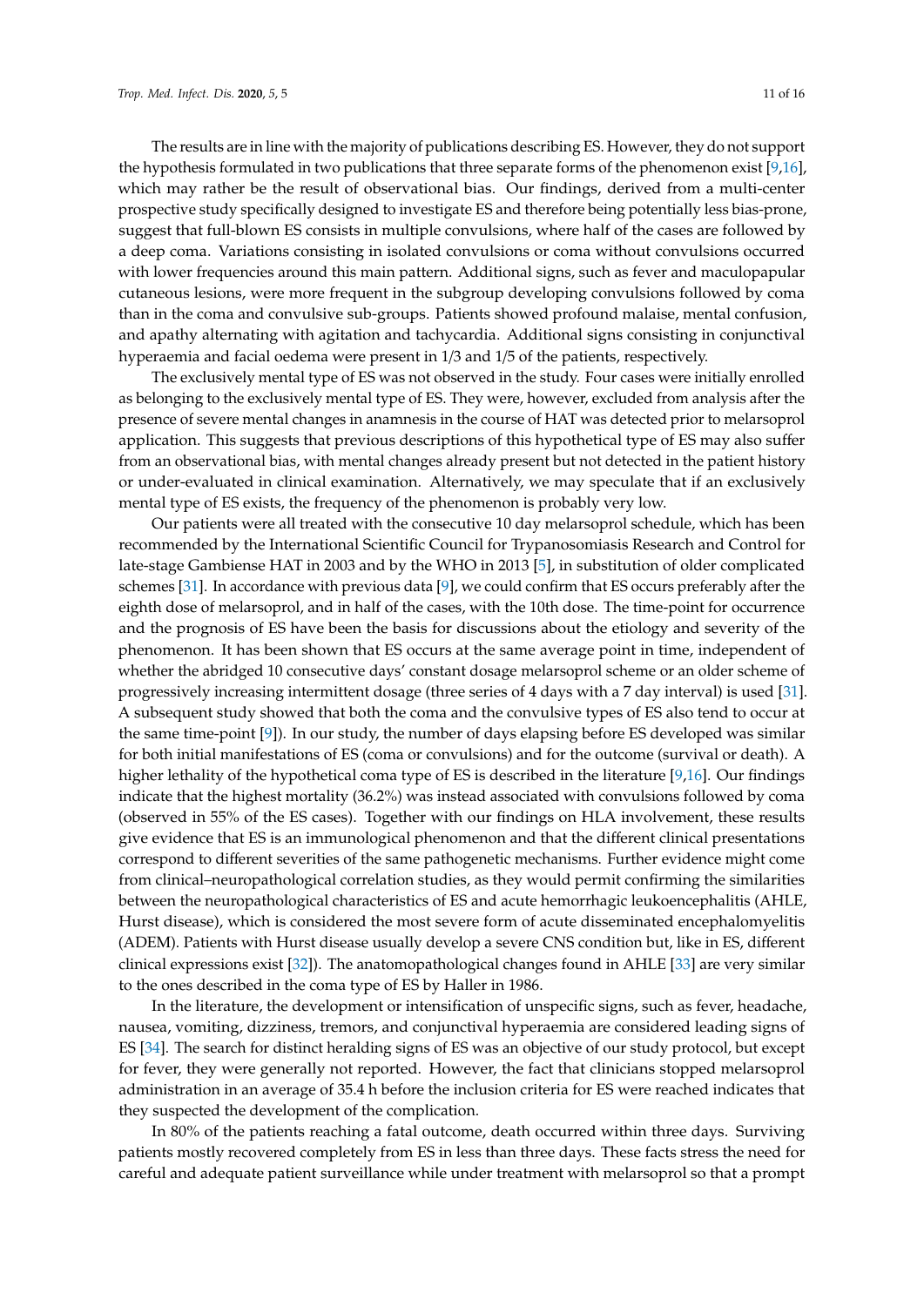The results are in line with the majority of publications describing ES. However, they do not support the hypothesis formulated in two publications that three separate forms of the phenomenon exist [9,16], which may rather be the result of observational bias. Our findings, derived from a multi-center prospective study specifically designed to investigate ES and therefore being potentially less bias-prone, suggest that full-blown ES consists in multiple convulsions, where half of the cases are followed by a deep coma. Variations consisting in isolated convulsions or coma without convulsions occurred with lower frequencies around this main pattern. Additional signs, such as fever and maculopapular cutaneous lesions, were more frequent in the subgroup developing convulsions followed by coma than in the coma and convulsive sub-groups. Patients showed profound malaise, mental confusion, and apathy alternating with agitation and tachycardia. Additional signs consisting in conjunctival hyperaemia and facial oedema were present in 1/3 and 1/5 of the patients, respectively.

The exclusively mental type of ES was not observed in the study. Four cases were initially enrolled as belonging to the exclusively mental type of ES. They were, however, excluded from analysis after the presence of severe mental changes in anamnesis in the course of HAT was detected prior to melarsoprol application. This suggests that previous descriptions of this hypothetical type of ES may also suffer from an observational bias, with mental changes already present but not detected in the patient history or under-evaluated in clinical examination. Alternatively, we may speculate that if an exclusively mental type of ES exists, the frequency of the phenomenon is probably very low.

Our patients were all treated with the consecutive 10 day melarsoprol schedule, which has been recommended by the International Scientific Council for Trypanosomiasis Research and Control for late-stage Gambiense HAT in 2003 and by the WHO in 2013 [5], in substitution of older complicated schemes [31]. In accordance with previous data [9], we could confirm that ES occurs preferably after the eighth dose of melarsoprol, and in half of the cases, with the 10th dose. The time-point for occurrence and the prognosis of ES have been the basis for discussions about the etiology and severity of the phenomenon. It has been shown that ES occurs at the same average point in time, independent of whether the abridged 10 consecutive days' constant dosage melarsoprol scheme or an older scheme of progressively increasing intermittent dosage (three series of 4 days with a 7 day interval) is used [31]. A subsequent study showed that both the coma and the convulsive types of ES also tend to occur at the same time-point [9]). In our study, the number of days elapsing before ES developed was similar for both initial manifestations of ES (coma or convulsions) and for the outcome (survival or death). A higher lethality of the hypothetical coma type of ES is described in the literature [9,16]. Our findings indicate that the highest mortality (36.2%) was instead associated with convulsions followed by coma (observed in 55% of the ES cases). Together with our findings on HLA involvement, these results give evidence that ES is an immunological phenomenon and that the different clinical presentations correspond to different severities of the same pathogenetic mechanisms. Further evidence might come from clinical–neuropathological correlation studies, as they would permit confirming the similarities between the neuropathological characteristics of ES and acute hemorrhagic leukoencephalitis (AHLE, Hurst disease), which is considered the most severe form of acute disseminated encephalomyelitis (ADEM). Patients with Hurst disease usually develop a severe CNS condition but, like in ES, different clinical expressions exist [32]). The anatomopathological changes found in AHLE [33] are very similar to the ones described in the coma type of ES by Haller in 1986.

In the literature, the development or intensification of unspecific signs, such as fever, headache, nausea, vomiting, dizziness, tremors, and conjunctival hyperaemia are considered leading signs of ES [34]. The search for distinct heralding signs of ES was an objective of our study protocol, but except for fever, they were generally not reported. However, the fact that clinicians stopped melarsoprol administration in an average of 35.4 h before the inclusion criteria for ES were reached indicates that they suspected the development of the complication.

In 80% of the patients reaching a fatal outcome, death occurred within three days. Surviving patients mostly recovered completely from ES in less than three days. These facts stress the need for careful and adequate patient surveillance while under treatment with melarsoprol so that a prompt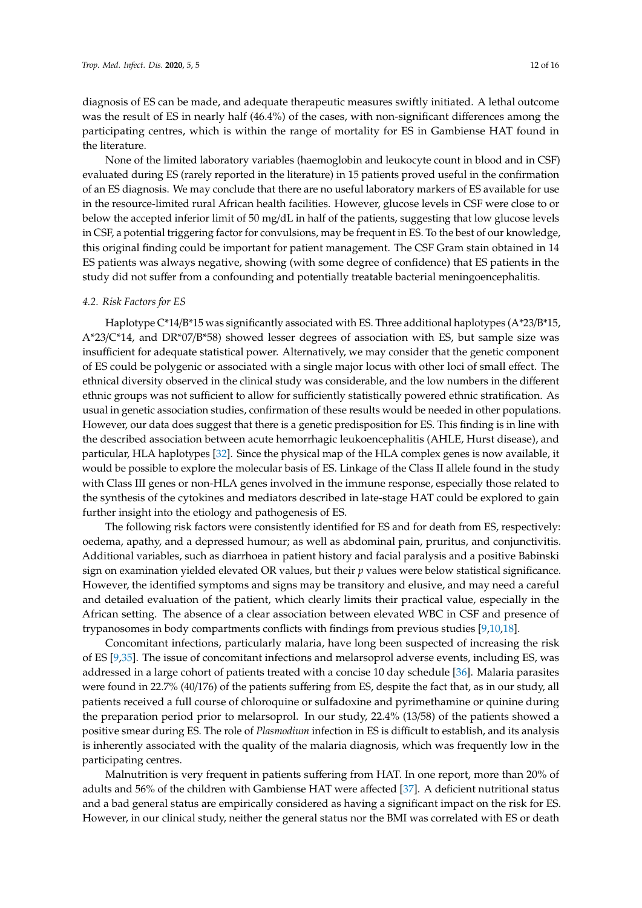diagnosis of ES can be made, and adequate therapeutic measures swiftly initiated. A lethal outcome was the result of ES in nearly half (46.4%) of the cases, with non-significant differences among the participating centres, which is within the range of mortality for ES in Gambiense HAT found in the literature.

None of the limited laboratory variables (haemoglobin and leukocyte count in blood and in CSF) evaluated during ES (rarely reported in the literature) in 15 patients proved useful in the confirmation of an ES diagnosis. We may conclude that there are no useful laboratory markers of ES available for use in the resource-limited rural African health facilities. However, glucose levels in CSF were close to or below the accepted inferior limit of 50 mg/dL in half of the patients, suggesting that low glucose levels in CSF, a potential triggering factor for convulsions, may be frequent in ES. To the best of our knowledge, this original finding could be important for patient management. The CSF Gram stain obtained in 14 ES patients was always negative, showing (with some degree of confidence) that ES patients in the study did not suffer from a confounding and potentially treatable bacterial meningoencephalitis.

### 4.2. Risk Factors for ES

Haplotype C*14/B*15 was significantly associated with ES. Three additional haplotypes (A*23/B*15, A*23/C*14, and DR*07/B*58) showed lesser degrees of association with ES, but sample size was insufficient for adequate statistical power. Alternatively, we may consider that the genetic component of ES could be polygenic or associated with a single major locus with other loci of small effect. The ethnical diversity observed in the clinical study was considerable, and the low numbers in the different ethnic groups was not sufficient to allow for sufficiently statistically powered ethnic stratification. As usual in genetic association studies, confirmation of these results would be needed in other populations. However, our data does suggest that there is a genetic predisposition for ES. This finding is in line with the described association between acute hemorrhagic leukoencephalitis (AHLE, Hurst disease), and particular, HLA haplotypes [32]. Since the physical map of the HLA complex genes is now available, it would be possible to explore the molecular basis of ES. Linkage of the Class II allele found in the study with Class III genes or non-HLA genes involved in the immune response, especially those related to the synthesis of the cytokines and mediators described in late-stage HAT could be explored to gain further insight into the etiology and pathogenesis of ES.

The following risk factors were consistently identified for ES and for death from ES, respectively: oedema, apathy, and a depressed humour; as well as abdominal pain, pruritus, and conjunctivitis. Additional variables, such as diarrhoea in patient history and facial paralysis and a positive Babinski sign on examination yielded elevated OR values, but their *p* values were below statistical significance. However, the identified symptoms and signs may be transitory and elusive, and may need a careful and detailed evaluation of the patient, which clearly limits their practical value, especially in the African setting. The absence of a clear association between elevated WBC in CSF and presence of trypanosomes in body compartments conflicts with findings from previous studies [9,10,18].

Concomitant infections, particularly malaria, have long been suspected of increasing the risk of ES [9,35]. The issue of concomitant infections and melarsoprol adverse events, including ES, was addressed in a large cohort of patients treated with a concise 10 day schedule [36]. Malaria parasites were found in 22.7% (40/176) of the patients suffering from ES, despite the fact that, as in our study, all patients received a full course of chloroquine or sulfadoxine and pyrimethamine or quinine during the preparation period prior to melarsoprol. In our study, 22.4% (13/58) of the patients showed a positive smear during ES. The role of *Plasmodium* infection in ES is difficult to establish, and its analysis is inherently associated with the quality of the malaria diagnosis, which was frequently low in the participating centres.

Malnutrition is very frequent in patients suffering from HAT. In one report, more than 20% of adults and 56% of the children with Gambiense HAT were affected [37]. A deficient nutritional status and a bad general status are empirically considered as having a significant impact on the risk for ES. However, in our clinical study, neither the general status nor the BMI was correlated with ES or death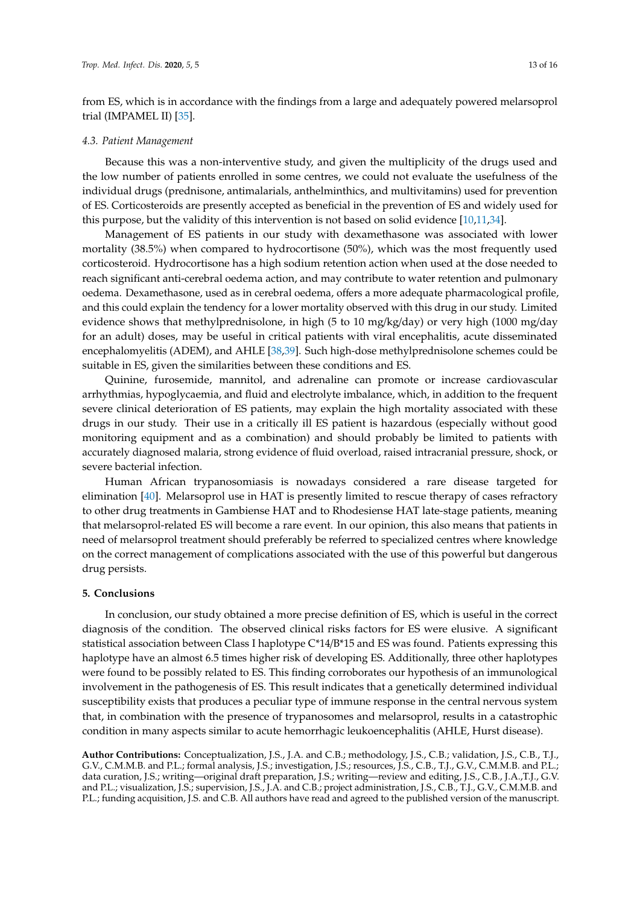from ES, which is in accordance with the findings from a large and adequately powered melarsoprol trial (IMPAMEL II) [35].

### *4.3. Patient Management*

Because this was a non-interventive study, and given the multiplicity of the drugs used and the low number of patients enrolled in some centres, we could not evaluate the usefulness of the individual drugs (prednisone, antimalarials, anthelminthics, and multivitamins) used for prevention of ES. Corticosteroids are presently accepted as beneficial in the prevention of ES and widely used for this purpose, but the validity of this intervention is not based on solid evidence [10,11,34].

Management of ES patients in our study with dexamethasone was associated with lower mortality (38.5%) when compared to hydrocortisone (50%), which was the most frequently used corticosteroid. Hydrocortisone has a high sodium retention action when used at the dose needed to reach significant anti-cerebral oedema action, and may contribute to water retention and pulmonary oedema. Dexamethasone, used as in cerebral oedema, offers a more adequate pharmacological profile, and this could explain the tendency for a lower mortality observed with this drug in our study. Limited evidence shows that methylprednisolone, in high (5 to 10 mg/kg/day) or very high (1000 mg/day for an adult) doses, may be useful in critical patients with viral encephalitis, acute disseminated encephalomyelitis (ADEM), and AHLE [38,39]. Such high-dose methylprednisolone schemes could be suitable in ES, given the similarities between these conditions and ES.

Quinine, furosemide, mannitol, and adrenaline can promote or increase cardiovascular arrhythmias, hypoglycaemia, and fluid and electrolyte imbalance, which, in addition to the frequent severe clinical deterioration of ES patients, may explain the high mortality associated with these drugs in our study. Their use in a critically ill ES patient is hazardous (especially without good monitoring equipment and as a combination) and should probably be limited to patients with accurately diagnosed malaria, strong evidence of fluid overload, raised intracranial pressure, shock, or severe bacterial infection.

Human African trypanosomiasis is nowadays considered a rare disease targeted for elimination [40]. Melarsoprol use in HAT is presently limited to rescue therapy of cases refractory to other drug treatments in Gambiense HAT and to Rhodesiense HAT late-stage patients, meaning that melarsoprol-related ES will become a rare event. In our opinion, this also means that patients in need of melarsoprol treatment should preferably be referred to specialized centres where knowledge on the correct management of complications associated with the use of this powerful but dangerous drug persists.

## 5. Conclusions

In conclusion, our study obtained a more precise definition of ES, which is useful in the correct diagnosis of the condition. The observed clinical risks factors for ES were elusive. A significant statistical association between Class I haplotype C*14/B*15 and ES was found. Patients expressing this haplotype have an almost 6.5 times higher risk of developing ES. Additionally, three other haplotypes were found to be possibly related to ES. This finding corroborates our hypothesis of an immunological involvement in the pathogenesis of ES. This result indicates that a genetically determined individual susceptibility exists that produces a peculiar type of immune response in the central nervous system that, in combination with the presence of trypanosomes and melarsoprol, results in a catastrophic condition in many aspects similar to acute hemorrhagic leukoencephalitis (AHLE, Hurst disease).

**Author Contributions:** Conceptualization, J.S., J.A. and C.B.; methodology, J.S., C.B.; validation, J.S., C.B., T.J., G.V., C.M.M.B. and P.L.; formal analysis, J.S.; investigation, J.S.; resources, J.S., C.B., T.J., G.V., C.M.M.B. and P.L.; data curation, J.S.; writing—original draft preparation, J.S.; writing—review and editing, J.S., C.B., J.A.,T.J., G.V. and P.L.; visualization, J.S.; supervision, J.S., J.A. and C.B.; project administration, J.S., C.B., T.J., G.V., C.M.M.B. and P.L.; funding acquisition, J.S. and C.B. All authors have read and agreed to the published version of the manuscript.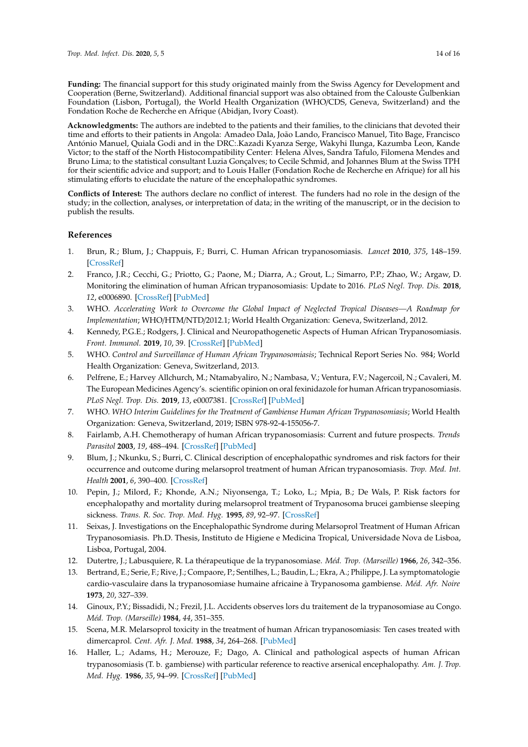**Funding:** The financial support for this study originated mainly from the Swiss Agency for Development and Cooperation (Berne, Switzerland). Additional financial support was also obtained from the Calouste Gulbenkian Foundation (Lisbon, Portugal), the World Health Organization (WHO/CDS, Geneva, Switzerland) and the Fondation Roche de Recherche en Afrique (Abidjan, Ivory Coast).

**Acknowledgments:** The authors are indebted to the patients and their families, to the clinicians that devoted their time and efforts to their patients in Angola: Amadeo Dala, João Lando, Francisco Manuel, Tito Bage, Francisco António Manuel, Quiala Godi and in the DRC:.Kazadi Kyanza Serge, Wakyhi Ilunga, Kazumba Leon, Kande Victor; to the staff of the North Histocompatibility Center: Helena Alves, Sandra Tafulo, Filomena Mendes and Bruno Lima; to the statistical consultant Luzia Gonçalves; to Cecile Schmid, and Johannes Blum at the Swiss TPH for their scientific advice and support; and to Louis Haller (Fondation Roche de Recherche en Afrique) for all his stimulating efforts to elucidate the nature of the encephalopathic syndromes.

**Conflicts of Interest:** The authors declare no conflict of interest. The funders had no role in the design of the study; in the collection, analyses, or interpretation of data; in the writing of the manuscript, or in the decision to publish the results.

## References

1. Brun, R.; Blum, J.; Chappuis, F.; Burri, C. Human African trypanosomiasis. *Lancet* **2010**, *375*, 148–159. [CrossRef]
2. Franco, J.R.; Cecchi, G.; Priotto, G.; Paone, M.; Diarra, A.; Grout, L.; Simarro, P.P.; Zhao, W.; Argaw, D. Monitoring the elimination of human African trypanosomiasis: Update to 2016. *PLoS Negl. Trop. Dis.* **2018**, *12*, e0006890. [CrossRef] [PubMed]
3. WHO. *Accelerating Work to Overcome the Global Impact of Neglected Tropical Diseases—A Roadmap for Implementation*; WHO/HTM/NTD/2012.1; World Health Organization: Geneva, Switzerland, 2012.
4. Kennedy, P.G.E.; Rodgers, J. Clinical and Neuropathogenetic Aspects of Human African Trypanosomiasis. *Front. Immunol.* **2019**, *10*, 39. [CrossRef] [PubMed]
5. WHO. *Control and Surveillance of Human African Trypanosomiasis*; Technical Report Series No. 984; World Health Organization: Geneva, Switzerland, 2013.
6. Pelfrene, E.; Harvey Allchurch, M.; Ntamabyaliro, N.; Nambasa, V.; Ventura, F.V.; Nagercoil, N.; Cavaleri, M. The European Medicines Agency's. scientific opinion on oral fexinidazole for human African trypanosomiasis. *PLoS Negl. Trop. Dis.* **2019**, *13*, e0007381. [CrossRef] [PubMed]
7. WHO. *WHO Interim Guidelines for the Treatment of Gambiense Human African Trypanosomiasis*; World Health Organization: Geneva, Switzerland, 2019; ISBN 978-92-4-155056-7.
8. Fairlamb, A.H. Chemotherapy of human African trypanosomiasis: Current and future prospects. *Trends Parasitol* **2003**, *19*, 488–494. [CrossRef] [PubMed]
9. Blum, J.; Nkunku, S.; Burri, C. Clinical description of encephalopathic syndromes and risk factors for their occurrence and outcome during melarsoprol treatment of human African trypanosomiasis. *Trop. Med. Int. Health* **2001**, *6*, 390–400. [CrossRef]
10. Pepin, J.; Milord, F.; Khonde, A.N.; Niyonsenga, T.; Loko, L.; Mpia, B.; De Wals, P. Risk factors for encephalopathy and mortality during melarsoprol treatment of Trypanosoma brucei gambiense sleeping sickness. *Trans. R. Soc. Trop. Med. Hyg.* **1995**, *89*, 92–97. [CrossRef]
11. Seixas, J. Investigations on the Encephalopathic Syndrome during Melarsoprol Treatment of Human African Trypanosomiasis. Ph.D. Thesis, Instituto de Higiene e Medicina Tropical, Universidade Nova de Lisboa, Lisboa, Portugal, 2004.
12. Dutertre, J.; Labusquiere, R. La thérapeutique de la trypanosomiase. *Méd. Trop. (Marseille)* **1966**, *26*, 342–356.
13. Bertrand, E.; Serie, F.; Rive, J.; Compaore, P.; Sentilhes, L.; Baudin, L.; Ekra, A.; Philippe, J. La symptomatologie cardio-vasculaire dans la trypanosomiase humaine africaine à Trypanosoma gambiense. *Méd. Afr. Noire* **1973**, *20*, 327–339.
14. Ginoux, P.Y.; Bissadidi, N.; Frezil, J.L. Accidents observes lors du traitement de la trypanosomiase au Congo. *Méd. Trop. (Marseille)* **1984**, *44*, 351–355.
15. Scena, M.R. Melarsoprol toxicity in the treatment of human African trypanosomiasis: Ten cases treated with dimercaprol. *Cent. Afr. J. Med.* **1988**, *34*, 264–268. [PubMed]
16. Haller, L.; Adams, H.; Merouze, F.; Dago, A. Clinical and pathological aspects of human African trypanosomiasis (T. b. gambiense) with particular reference to reactive arsenical encephalopathy. *Am. J. Trop. Med. Hyg.* **1986**, *35*, 94–99. [CrossRef] [PubMed]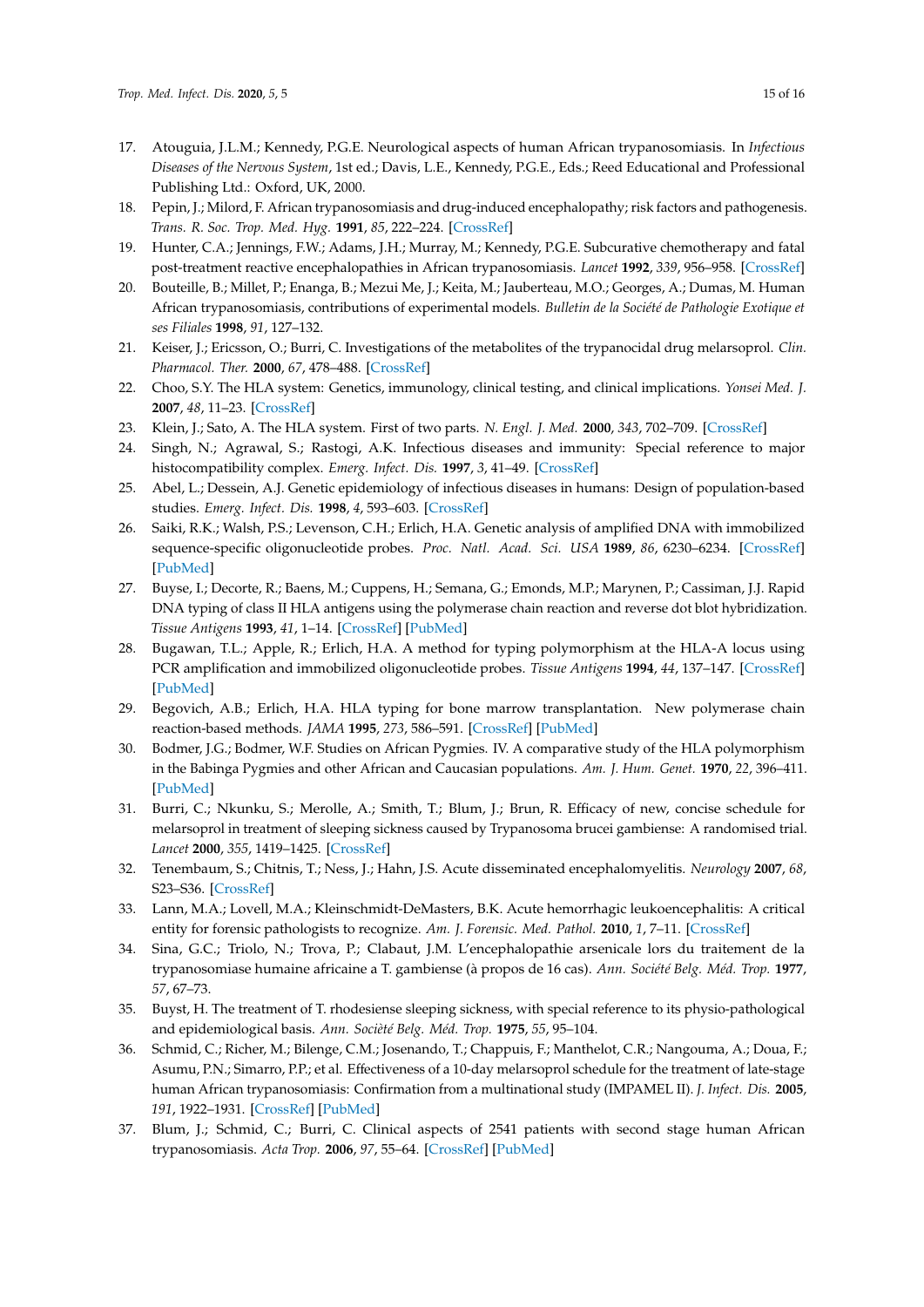17. Atouguia, J.L.M.; Kennedy, P.G.E. Neurological aspects of human African trypanosomiasis. In *Infectious Diseases of the Nervous System*, 1st ed.; Davis, L.E., Kennedy, P.G.E., Eds.; Reed Educational and Professional Publishing Ltd.: Oxford, UK, 2000.
18. Pepin, J.; Milord, F. African trypanosomiasis and drug-induced encephalopathy; risk factors and pathogenesis. *Trans. R. Soc. Trop. Med. Hyg.* **1991**, *85*, 222–224. [CrossRef]
19. Hunter, C.A.; Jennings, F.W.; Adams, J.H.; Murray, M.; Kennedy, P.G.E. Subcurative chemotherapy and fatal post-treatment reactive encephalopathies in African trypanosomiasis. *Lancet* **1992**, *339*, 956–958. [CrossRef]
20. Bouteille, B.; Millet, P.; Enanga, B.; Mezui Me, J.; Keita, M.; Jauberteau, M.O.; Georges, A.; Dumas, M. Human African trypanosomiasis, contributions of experimental models. *Bulletin de la Société de Pathologie Exotique et ses Filiales* **1998**, *91*, 127–132.
21. Keiser, J.; Ericsson, O.; Burri, C. Investigations of the metabolites of the trypanocidal drug melarsoprol. *Clin. Pharmacol. Ther.* **2000**, *67*, 478–488. [CrossRef]
22. Choo, S.Y. The HLA system: Genetics, immunology, clinical testing, and clinical implications. *Yonsei Med. J.* **2007**, *48*, 11–23. [CrossRef]
23. Klein, J.; Sato, A. The HLA system. First of two parts. *N. Engl. J. Med.* **2000**, *343*, 702–709. [CrossRef]
24. Singh, N.; Agrawal, S.; Rastogi, A.K. Infectious diseases and immunity: Special reference to major histocompatibility complex. *Emerg. Infect. Dis.* **1997**, *3*, 41–49. [CrossRef]
25. Abel, L.; Dessein, A.J. Genetic epidemiology of infectious diseases in humans: Design of population-based studies. *Emerg. Infect. Dis.* **1998**, *4*, 593–603. [CrossRef]
26. Saiki, R.K.; Walsh, P.S.; Levenson, C.H.; Erlich, H.A. Genetic analysis of amplified DNA with immobilized sequence-specific oligonucleotide probes. *Proc. Natl. Acad. Sci. USA* **1989**, *86*, 6230–6234. [CrossRef] [PubMed]
27. Buyse, I.; Decorte, R.; Baens, M.; Cuppens, H.; Semana, G.; Emonds, M.P.; Marynen, P.; Cassiman, J.J. Rapid DNA typing of class II HLA antigens using the polymerase chain reaction and reverse dot blot hybridization. *Tissue Antigens* **1993**, *41*, 1–14. [CrossRef] [PubMed]
28. Bugawan, T.L.; Apple, R.; Erlich, H.A. A method for typing polymorphism at the HLA-A locus using PCR amplification and immobilized oligonucleotide probes. *Tissue Antigens* **1994**, *44*, 137–147. [CrossRef] [PubMed]
29. Begovich, A.B.; Erlich, H.A. HLA typing for bone marrow transplantation. New polymerase chain reaction-based methods. *JAMA* **1995**, *273*, 586–591. [CrossRef] [PubMed]
30. Bodmer, J.G.; Bodmer, W.F. Studies on African Pygmies. IV. A comparative study of the HLA polymorphism in the Babinga Pygmies and other African and Caucasian populations. *Am. J. Hum. Genet.* **1970**, *22*, 396–411. [PubMed]
31. Burri, C.; Nkunku, S.; Merolle, A.; Smith, T.; Blum, J.; Brun, R. Efficacy of new, concise schedule for melarsoprol in treatment of sleeping sickness caused by Trypanosoma brucei gambiense: A randomised trial. *Lancet* **2000**, *355*, 1419–1425. [CrossRef]
32. Tenembaum, S.; Chitnis, T.; Ness, J.; Hahn, J.S. Acute disseminated encephalomyelitis. *Neurology* **2007**, *68*, S23–S36. [CrossRef]
33. Lann, M.A.; Lovell, M.A.; Kleinschmidt-DeMasters, B.K. Acute hemorrhagic leukoencephalitis: A critical entity for forensic pathologists to recognize. *Am. J. Forensic. Med. Pathol.* **2010**, *1*, 7–11. [CrossRef]
34. Sina, G.C.; Triolo, N.; Trova, P.; Clabaut, J.M. L'encephalopathie arsenicale lors du traitement de la trypanosomiase humaine africaine a T. gambiense (à propos de 16 cas). *Ann. Société Belg. Méd. Trop.* **1977**, *57*, 67–73.
35. Buyst, H. The treatment of T. rhodesiense sleeping sickness, with special reference to its physio-pathological and epidemiological basis. *Ann. Sociètè Belg. Méd. Trop.* **1975**, *55*, 95–104.
36. Schmid, C.; Richer, M.; Bilenge, C.M.; Josenando, T.; Chappuis, F.; Manthelot, C.R.; Nangouma, A.; Doua, F.; Asumu, P.N.; Simarro, P.P.; et al. Effectiveness of a 10-day melarsoprol schedule for the treatment of late-stage human African trypanosomiasis: Confirmation from a multinational study (IMPAMEL II). *J. Infect. Dis.* **2005**, *191*, 1922–1931. [CrossRef] [PubMed]
37. Blum, J.; Schmid, C.; Burri, C. Clinical aspects of 2541 patients with second stage human African trypanosomiasis. *Acta Trop.* **2006**, *97*, 55–64. [CrossRef] [PubMed]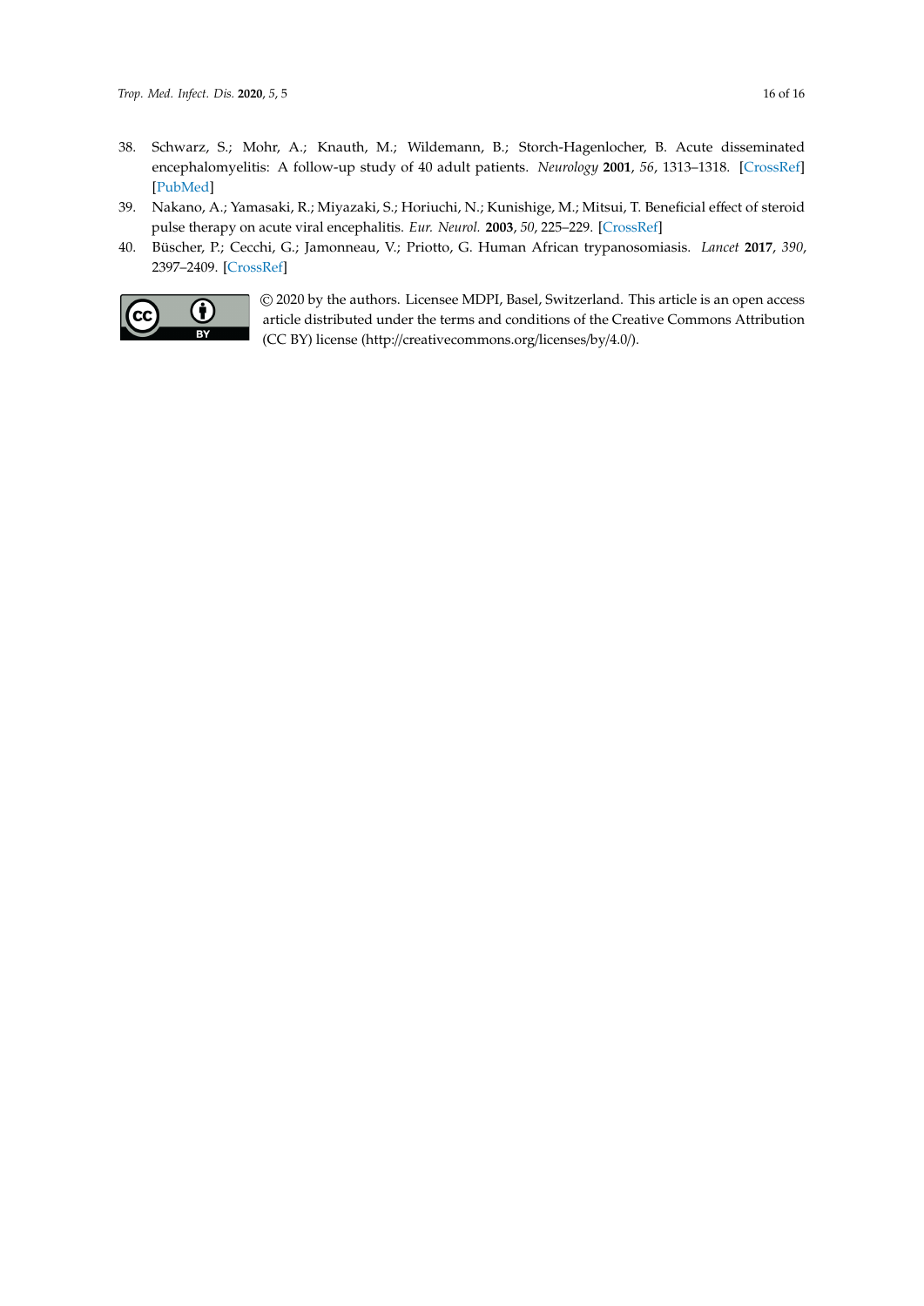38. Schwarz, S.; Mohr, A.; Knauth, M.; Wildemann, B.; Storch-Hagenlocher, B. Acute disseminated encephalomyelitis: A follow-up study of 40 adult patients. *Neurology* **2001**, *56*, 1313–1318. [CrossRef] [PubMed]
39. Nakano, A.; Yamasaki, R.; Miyazaki, S.; Horiuchi, N.; Kunishige, M.; Mitsui, T. Beneficial effect of steroid pulse therapy on acute viral encephalitis. *Eur. Neurol.* **2003**, *50*, 225–229. [CrossRef]
40. Büscher, P.; Cecchi, G.; Jamonneau, V.; Priotto, G. Human African trypanosomiasis. *Lancet* **2017**, *390*, 2397–2409. [CrossRef]

© 2020 by the authors. Licensee MDPI, Basel, Switzerland. This article is an open access article distributed under the terms and conditions of the Creative Commons Attribution (CC BY) license (http://creativecommons.org/licenses/by/4.0/).